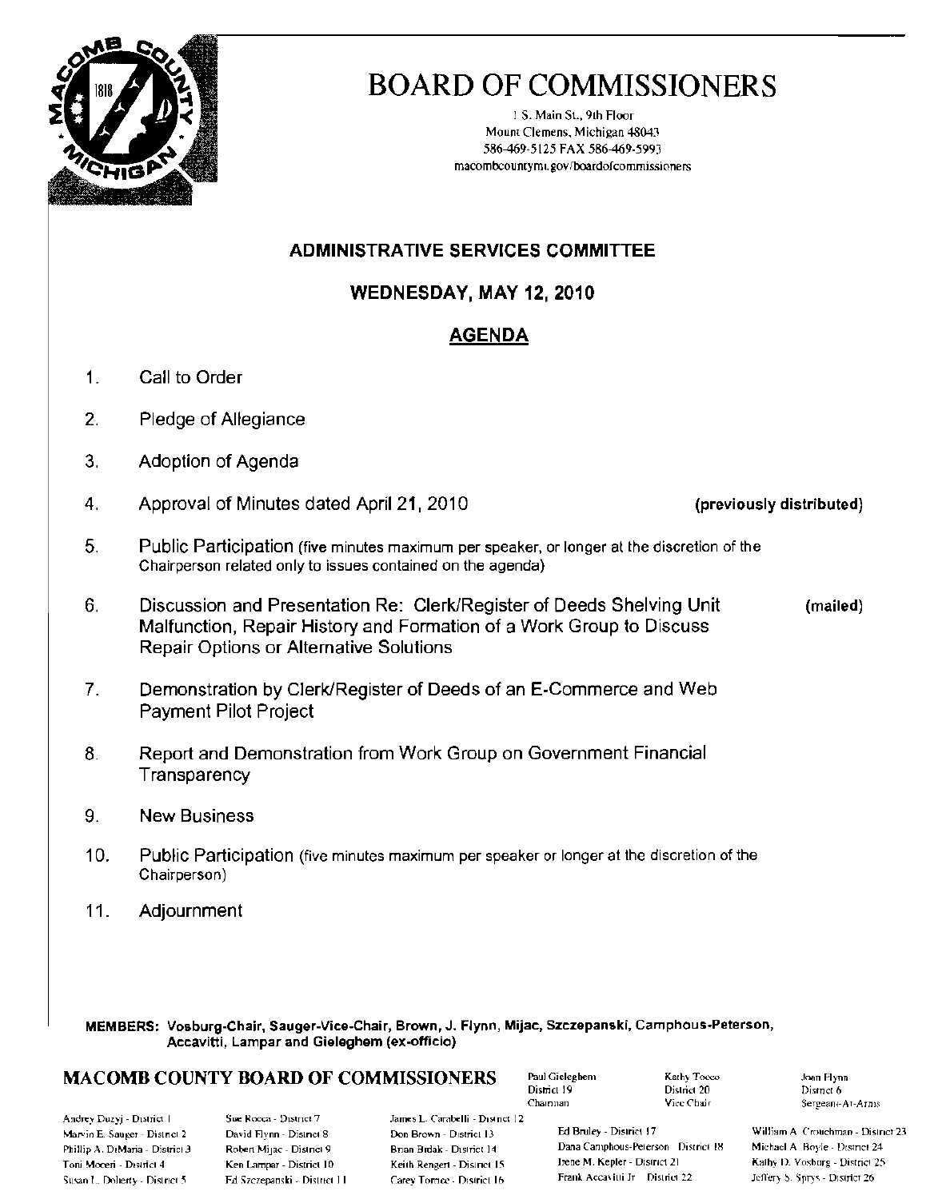# BOARD OF COMMISSIONERS

1 S. Main St., 9th Floor
Mount Clemens, Michigan 48043
586-469-5125 FAX 586-469-5993
macombcountymi.gov/boardofcommissioners

## ADMINISTRATIVE SERVICES COMMITTEE

## WEDNESDAY, MAY 12, 2010

## AGENDA

1. Call to Order
2. Pledge of Allegiance
3. Adoption of Agenda
4. Approval of Minutes dated April 21, 2010 **(previously distributed)**
5. Public Participation (five minutes maximum per speaker, or longer at the discretion of the Chairperson related only to issues contained on the agenda)
6. Discussion and Presentation Re: Clerk/Register of Deeds Shelving Unit Malfunction, Repair History and Formation of a Work Group to Discuss Repair Options or Alternative Solutions **(mailed)**
7. Demonstration by Clerk/Register of Deeds of an E-Commerce and Web Payment Pilot Project
8. Report and Demonstration from Work Group on Government Financial Transparency
9. New Business
10. Public Participation (five minutes maximum per speaker or longer at the discretion of the Chairperson)
11. Adjournment

**MEMBERS: Vosburg-Chair, Sauger-Vice-Chair, Brown, J. Flynn, Mijac, Szczepanski, Camphous-Peterson, Accavitti, Lampar and Gieleghem (ex-officio)**

### MACOMB COUNTY BOARD OF COMMISSIONERS

Paul Gieleghem - District 19 - Chairman
Kathy Tocco - District 20 - Vice Chair
Joan Flynn - District 6 - Sergeant-At-Arms

Andrey Duzyj - District 1
Marvin E. Sauger - District 2
Phillip A. DiMaria - District 3
Toni Moceri - District 4
Susan L. Doherty - District 5
Sue Rocca - District 7
David Flynn - District 8
Robert Mijac - District 9
Ken Lampar - District 10
Ed Szczepanski - District 11
James L. Carabelli - District 12
Don Brown - District 13
Brian Brdak - District 14
Keith Rengert - District 15
Carey Torrice - District 16
Ed Bruley - District 17
Dana Camphous-Peterson - District 18
Irene M. Kepler - District 21
Frank Accavitti Jr. - District 22
William A. Crouchman - District 23
Michael A. Boyle - District 24
Kathy D. Vosburg - District 25
Jeffery S. Sprys - District 26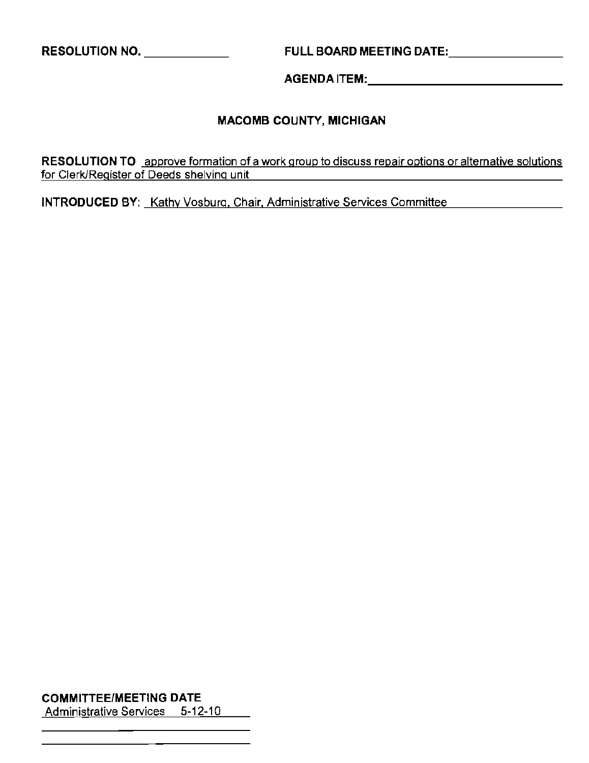**RESOLUTION NO.** ____________ **FULL BOARD MEETING DATE:** ________________

**AGENDA ITEM:** ____________________________

**MACOMB COUNTY, MICHIGAN**

**RESOLUTION TO** approve formation of a work group to discuss repair options or alternative solutions for Clerk/Register of Deeds shelving unit

**INTRODUCED BY:** Kathy Vosburg, Chair, Administrative Services Committee

**COMMITTEE/MEETING DATE**

Administrative Services 5-12-10